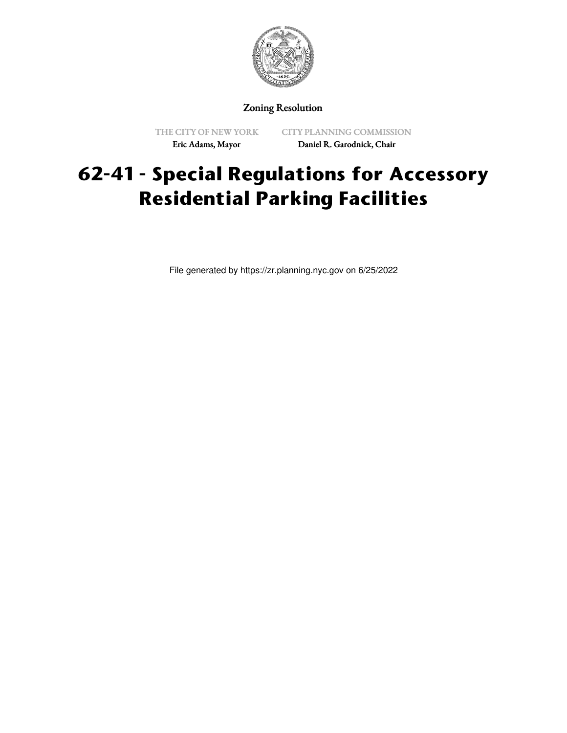Zoning Resolution

THE CITY OF NEW YORK
Eric Adams, Mayor

CITY PLANNING COMMISSION
Daniel R. Garodnick, Chair

# 62-41 - Special Regulations for Accessory Residential Parking Facilities

File generated by https://zr.planning.nyc.gov on 6/25/2022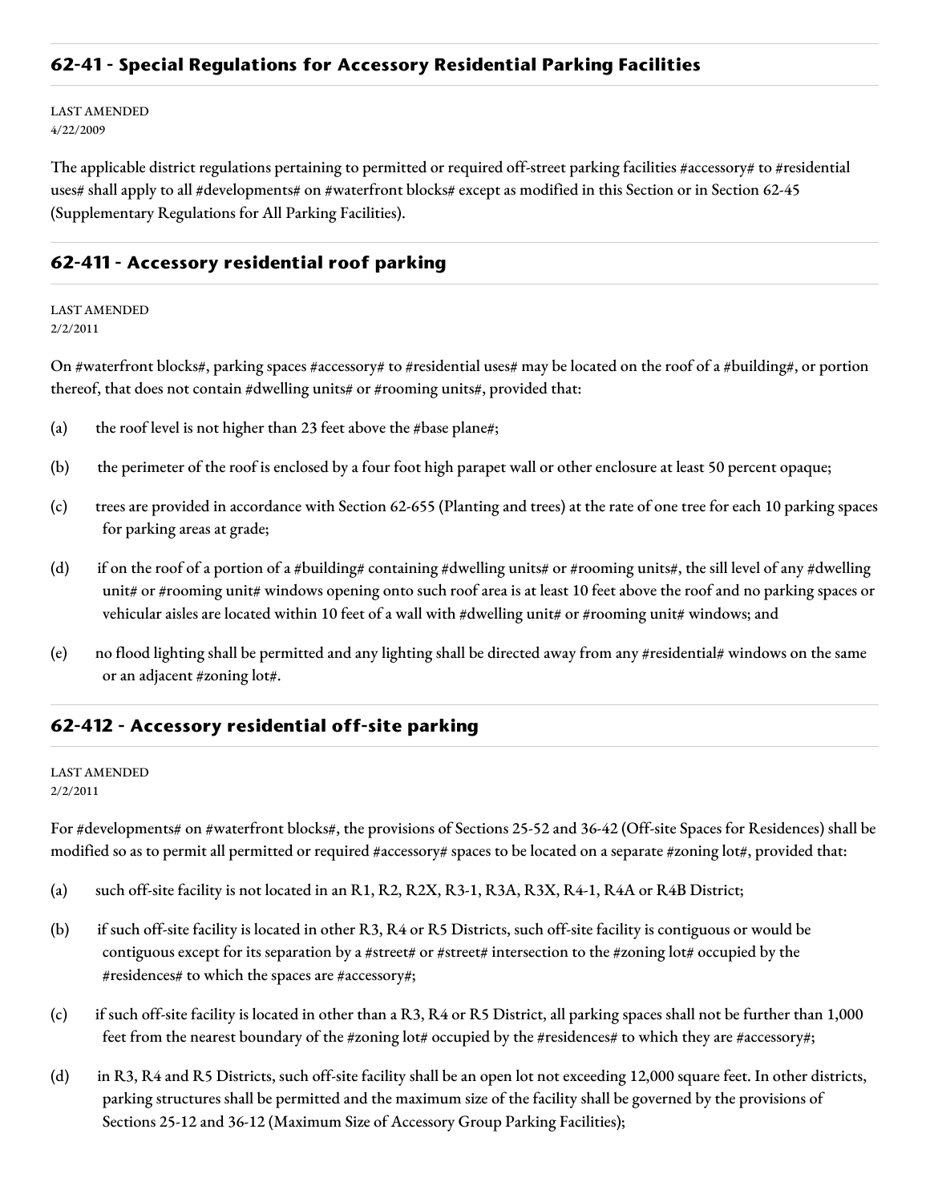## 62-41 - Special Regulations for Accessory Residential Parking Facilities

LAST AMENDED
4/22/2009

The applicable district regulations pertaining to permitted or required off-street parking facilities #accessory# to #residential uses# shall apply to all #developments# on #waterfront blocks# except as modified in this Section or in Section 62-45 (Supplementary Regulations for All Parking Facilities).

## 62-411 - Accessory residential roof parking

LAST AMENDED
2/2/2011

On #waterfront blocks#, parking spaces #accessory# to #residential uses# may be located on the roof of a #building#, or portion thereof, that does not contain #dwelling units# or #rooming units#, provided that:

(a) the roof level is not higher than 23 feet above the #base plane#;

(b) the perimeter of the roof is enclosed by a four foot high parapet wall or other enclosure at least 50 percent opaque;

(c) trees are provided in accordance with Section 62-655 (Planting and trees) at the rate of one tree for each 10 parking spaces for parking areas at grade;

(d) if on the roof of a portion of a #building# containing #dwelling units# or #rooming units#, the sill level of any #dwelling unit# or #rooming unit# windows opening onto such roof area is at least 10 feet above the roof and no parking spaces or vehicular aisles are located within 10 feet of a wall with #dwelling unit# or #rooming unit# windows; and

(e) no flood lighting shall be permitted and any lighting shall be directed away from any #residential# windows on the same or an adjacent #zoning lot#.

## 62-412 - Accessory residential off-site parking

LAST AMENDED
2/2/2011

For #developments# on #waterfront blocks#, the provisions of Sections 25-52 and 36-42 (Off-site Spaces for Residences) shall be modified so as to permit all permitted or required #accessory# spaces to be located on a separate #zoning lot#, provided that:

(a) such off-site facility is not located in an R1, R2, R2X, R3-1, R3A, R3X, R4-1, R4A or R4B District;

(b) if such off-site facility is located in other R3, R4 or R5 Districts, such off-site facility is contiguous or would be contiguous except for its separation by a #street# or #street# intersection to the #zoning lot# occupied by the #residences# to which the spaces are #accessory#;

(c) if such off-site facility is located in other than a R3, R4 or R5 District, all parking spaces shall not be further than 1,000 feet from the nearest boundary of the #zoning lot# occupied by the #residences# to which they are #accessory#;

(d) in R3, R4 and R5 Districts, such off-site facility shall be an open lot not exceeding 12,000 square feet. In other districts, parking structures shall be permitted and the maximum size of the facility shall be governed by the provisions of Sections 25-12 and 36-12 (Maximum Size of Accessory Group Parking Facilities);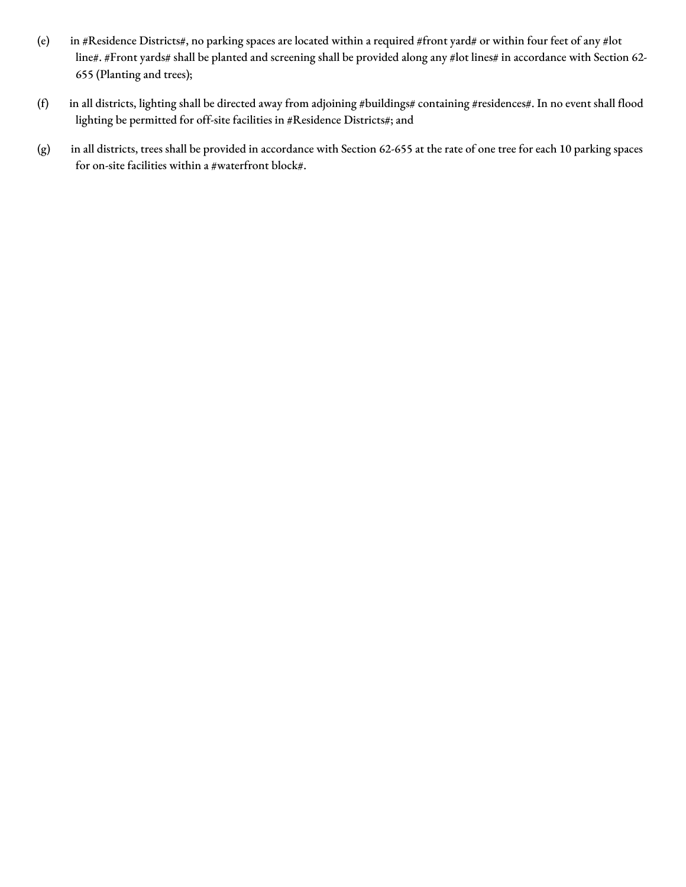(e) in #Residence Districts#, no parking spaces are located within a required #front yard# or within four feet of any #lot line#. #Front yards# shall be planted and screening shall be provided along any #lot lines# in accordance with Section 62-655 (Planting and trees);

(f) in all districts, lighting shall be directed away from adjoining #buildings# containing #residences#. In no event shall flood lighting be permitted for off-site facilities in #Residence Districts#; and

(g) in all districts, trees shall be provided in accordance with Section 62-655 at the rate of one tree for each 10 parking spaces for on-site facilities within a #waterfront block#.